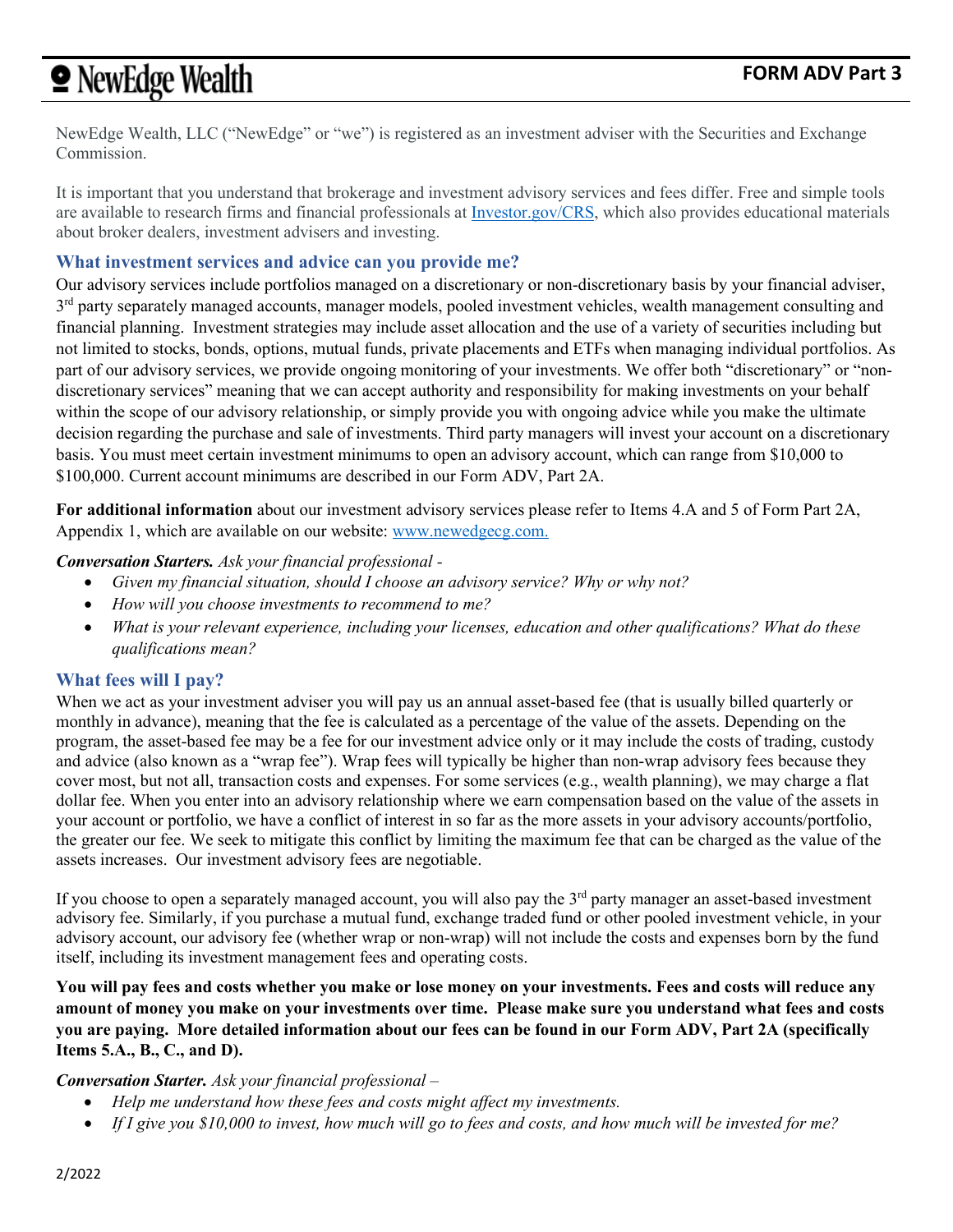# NewEdge Wealth

## FORM ADV Part 3

NewEdge Wealth, LLC ("NewEdge" or "we") is registered as an investment adviser with the Securities and Exchange Commission.

It is important that you understand that brokerage and investment advisory services and fees differ. Free and simple tools are available to research firms and financial professionals at [Investor.gov/CRS](https://www.investor.gov/CRS), which also provides educational materials about broker dealers, investment advisers and investing.

### What investment services and advice can you provide me?

Our advisory services include portfolios managed on a discretionary or non-discretionary basis by your financial adviser, 3rd party separately managed accounts, manager models, pooled investment vehicles, wealth management consulting and financial planning. Investment strategies may include asset allocation and the use of a variety of securities including but not limited to stocks, bonds, options, mutual funds, private placements and ETFs when managing individual portfolios. As part of our advisory services, we provide ongoing monitoring of your investments. We offer both "discretionary" or "non-discretionary services" meaning that we can accept authority and responsibility for making investments on your behalf within the scope of our advisory relationship, or simply provide you with ongoing advice while you make the ultimate decision regarding the purchase and sale of investments. Third party managers will invest your account on a discretionary basis. You must meet certain investment minimums to open an advisory account, which can range from $10,000 to $100,000. Current account minimums are described in our Form ADV, Part 2A.

**For additional information** about our investment advisory services please refer to Items 4.A and 5 of Form Part 2A, Appendix 1, which are available on our website: [www.newedgecg.com.](http://www.newedgecg.com)

***Conversation Starters.*** *Ask your financial professional -*

- *Given my financial situation, should I choose an advisory service? Why or why not?*
- *How will you choose investments to recommend to me?*
- *What is your relevant experience, including your licenses, education and other qualifications? What do these qualifications mean?*

### What fees will I pay?

When we act as your investment adviser you will pay us an annual asset-based fee (that is usually billed quarterly or monthly in advance), meaning that the fee is calculated as a percentage of the value of the assets. Depending on the program, the asset-based fee may be a fee for our investment advice only or it may include the costs of trading, custody and advice (also known as a "wrap fee"). Wrap fees will typically be higher than non-wrap advisory fees because they cover most, but not all, transaction costs and expenses. For some services (e.g., wealth planning), we may charge a flat dollar fee. When you enter into an advisory relationship where we earn compensation based on the value of the assets in your account or portfolio, we have a conflict of interest in so far as the more assets in your advisory accounts/portfolio, the greater our fee. We seek to mitigate this conflict by limiting the maximum fee that can be charged as the value of the assets increases. Our investment advisory fees are negotiable.

If you choose to open a separately managed account, you will also pay the 3rd party manager an asset-based investment advisory fee. Similarly, if you purchase a mutual fund, exchange traded fund or other pooled investment vehicle, in your advisory account, our advisory fee (whether wrap or non-wrap) will not include the costs and expenses born by the fund itself, including its investment management fees and operating costs.

**You will pay fees and costs whether you make or lose money on your investments. Fees and costs will reduce any amount of money you make on your investments over time. Please make sure you understand what fees and costs you are paying. More detailed information about our fees can be found in our Form ADV, Part 2A (specifically Items 5.A., B., C., and D).**

***Conversation Starter.*** *Ask your financial professional –*

- *Help me understand how these fees and costs might affect my investments.*
- *If I give you $10,000 to invest, how much will go to fees and costs, and how much will be invested for me?*

2/2022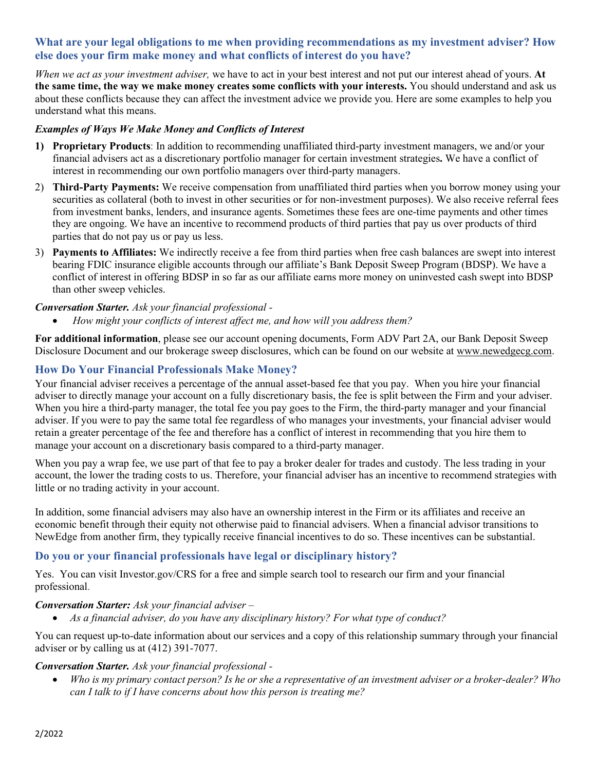## What are your legal obligations to me when providing recommendations as my investment adviser? How else does your firm make money and what conflicts of interest do you have?

*When we act as your investment adviser,* we have to act in your best interest and not put our interest ahead of yours. **At the same time, the way we make money creates some conflicts with your interests.** You should understand and ask us about these conflicts because they can affect the investment advice we provide you. Here are some examples to help you understand what this means.

***Examples of Ways We Make Money and Conflicts of Interest***

1) **Proprietary Products**: In addition to recommending unaffiliated third-party investment managers, we and/or your financial advisers act as a discretionary portfolio manager for certain investment strategies**.** We have a conflict of interest in recommending our own portfolio managers over third-party managers.
2) **Third-Party Payments:** We receive compensation from unaffiliated third parties when you borrow money using your securities as collateral (both to invest in other securities or for non-investment purposes). We also receive referral fees from investment banks, lenders, and insurance agents. Sometimes these fees are one-time payments and other times they are ongoing. We have an incentive to recommend products of third parties that pay us over products of third parties that do not pay us or pay us less.
3) **Payments to Affiliates:** We indirectly receive a fee from third parties when free cash balances are swept into interest bearing FDIC insurance eligible accounts through our affiliate's Bank Deposit Sweep Program (BDSP). We have a conflict of interest in offering BDSP in so far as our affiliate earns more money on uninvested cash swept into BDSP than other sweep vehicles.

***Conversation Starter.*** *Ask your financial professional -*

- *How might your conflicts of interest affect me, and how will you address them?*

**For additional information**, please see our account opening documents, Form ADV Part 2A, our Bank Deposit Sweep Disclosure Document and our brokerage sweep disclosures, which can be found on our website at www.newedgecg.com.

## How Do Your Financial Professionals Make Money?

Your financial adviser receives a percentage of the annual asset-based fee that you pay. When you hire your financial adviser to directly manage your account on a fully discretionary basis, the fee is split between the Firm and your adviser. When you hire a third-party manager, the total fee you pay goes to the Firm, the third-party manager and your financial adviser. If you were to pay the same total fee regardless of who manages your investments, your financial adviser would retain a greater percentage of the fee and therefore has a conflict of interest in recommending that you hire them to manage your account on a discretionary basis compared to a third-party manager.

When you pay a wrap fee, we use part of that fee to pay a broker dealer for trades and custody. The less trading in your account, the lower the trading costs to us. Therefore, your financial adviser has an incentive to recommend strategies with little or no trading activity in your account.

In addition, some financial advisers may also have an ownership interest in the Firm or its affiliates and receive an economic benefit through their equity not otherwise paid to financial advisers. When a financial advisor transitions to NewEdge from another firm, they typically receive financial incentives to do so. These incentives can be substantial.

## Do you or your financial professionals have legal or disciplinary history?

Yes. You can visit Investor.gov/CRS for a free and simple search tool to research our firm and your financial professional.

***Conversation Starter:*** *Ask your financial adviser –*

- *As a financial adviser, do you have any disciplinary history? For what type of conduct?*

You can request up-to-date information about our services and a copy of this relationship summary through your financial adviser or by calling us at (412) 391-7077.

***Conversation Starter.*** *Ask your financial professional -*

- *Who is my primary contact person? Is he or she a representative of an investment adviser or a broker-dealer? Who can I talk to if I have concerns about how this person is treating me?*

2/2022